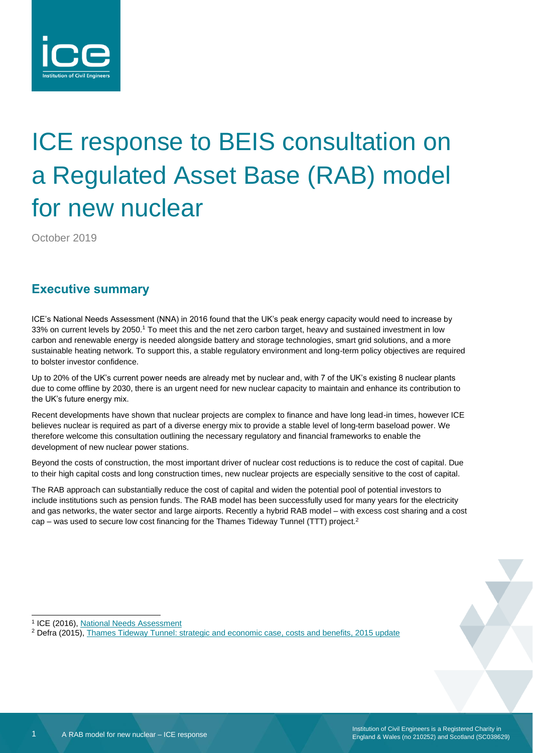# ICE response to BEIS consultation on a Regulated Asset Base (RAB) model for new nuclear

October 2019

## Executive summary

ICE's National Needs Assessment (NNA) in 2016 found that the UK's peak energy capacity would need to increase by 33% on current levels by 2050.[1] To meet this and the net zero carbon target, heavy and sustained investment in low carbon and renewable energy is needed alongside battery and storage technologies, smart grid solutions, and a more sustainable heating network. To support this, a stable regulatory environment and long-term policy objectives are required to bolster investor confidence.

Up to 20% of the UK's current power needs are already met by nuclear and, with 7 of the UK's existing 8 nuclear plants due to come offline by 2030, there is an urgent need for new nuclear capacity to maintain and enhance its contribution to the UK's future energy mix.

Recent developments have shown that nuclear projects are complex to finance and have long lead-in times, however ICE believes nuclear is required as part of a diverse energy mix to provide a stable level of long-term baseload power. We therefore welcome this consultation outlining the necessary regulatory and financial frameworks to enable the development of new nuclear power stations.

Beyond the costs of construction, the most important driver of nuclear cost reductions is to reduce the cost of capital. Due to their high capital costs and long construction times, new nuclear projects are especially sensitive to the cost of capital.

The RAB approach can substantially reduce the cost of capital and widen the potential pool of potential investors to include institutions such as pension funds. The RAB model has been successfully used for many years for the electricity and gas networks, the water sector and large airports. Recently a hybrid RAB model – with excess cost sharing and a cost cap – was used to secure low cost financing for the Thames Tideway Tunnel (TTT) project.[2]

[1] ICE (2016), National Needs Assessment

[2] Defra (2015), Thames Tideway Tunnel: strategic and economic case, costs and benefits, 2015 update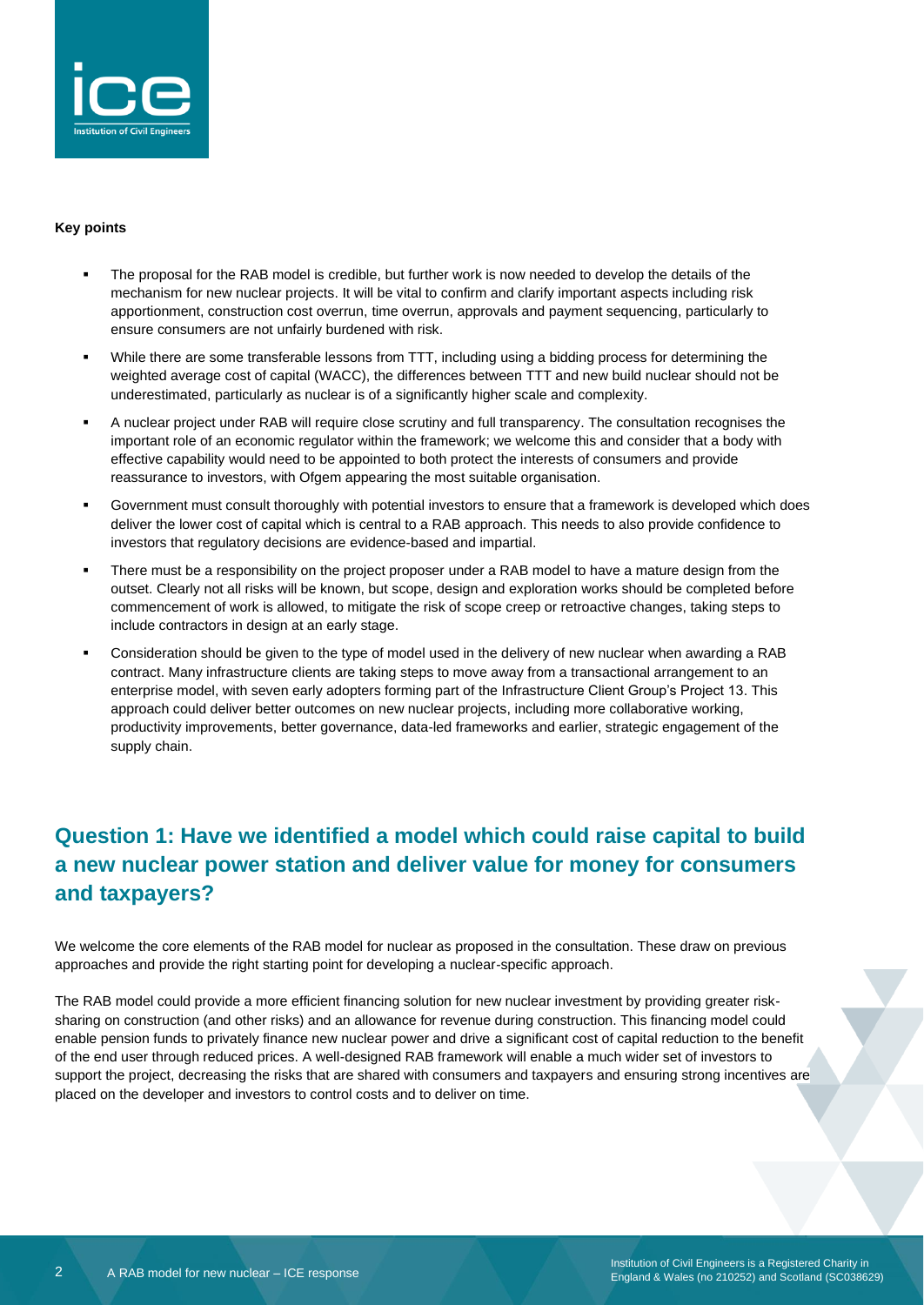**Key points**

- The proposal for the RAB model is credible, but further work is now needed to develop the details of the mechanism for new nuclear projects. It will be vital to confirm and clarify important aspects including risk apportionment, construction cost overrun, time overrun, approvals and payment sequencing, particularly to ensure consumers are not unfairly burdened with risk.
- While there are some transferable lessons from TTT, including using a bidding process for determining the weighted average cost of capital (WACC), the differences between TTT and new build nuclear should not be underestimated, particularly as nuclear is of a significantly higher scale and complexity.
- A nuclear project under RAB will require close scrutiny and full transparency. The consultation recognises the important role of an economic regulator within the framework; we welcome this and consider that a body with effective capability would need to be appointed to both protect the interests of consumers and provide reassurance to investors, with Ofgem appearing the most suitable organisation.
- Government must consult thoroughly with potential investors to ensure that a framework is developed which does deliver the lower cost of capital which is central to a RAB approach. This needs to also provide confidence to investors that regulatory decisions are evidence-based and impartial.
- There must be a responsibility on the project proposer under a RAB model to have a mature design from the outset. Clearly not all risks will be known, but scope, design and exploration works should be completed before commencement of work is allowed, to mitigate the risk of scope creep or retroactive changes, taking steps to include contractors in design at an early stage.
- Consideration should be given to the type of model used in the delivery of new nuclear when awarding a RAB contract. Many infrastructure clients are taking steps to move away from a transactional arrangement to an enterprise model, with seven early adopters forming part of the Infrastructure Client Group's Project 13. This approach could deliver better outcomes on new nuclear projects, including more collaborative working, productivity improvements, better governance, data-led frameworks and earlier, strategic engagement of the supply chain.

## Question 1: Have we identified a model which could raise capital to build a new nuclear power station and deliver value for money for consumers and taxpayers?

We welcome the core elements of the RAB model for nuclear as proposed in the consultation. These draw on previous approaches and provide the right starting point for developing a nuclear-specific approach.

The RAB model could provide a more efficient financing solution for new nuclear investment by providing greater risk-sharing on construction (and other risks) and an allowance for revenue during construction. This financing model could enable pension funds to privately finance new nuclear power and drive a significant cost of capital reduction to the benefit of the end user through reduced prices. A well-designed RAB framework will enable a much wider set of investors to support the project, decreasing the risks that are shared with consumers and taxpayers and ensuring strong incentives are placed on the developer and investors to control costs and to deliver on time.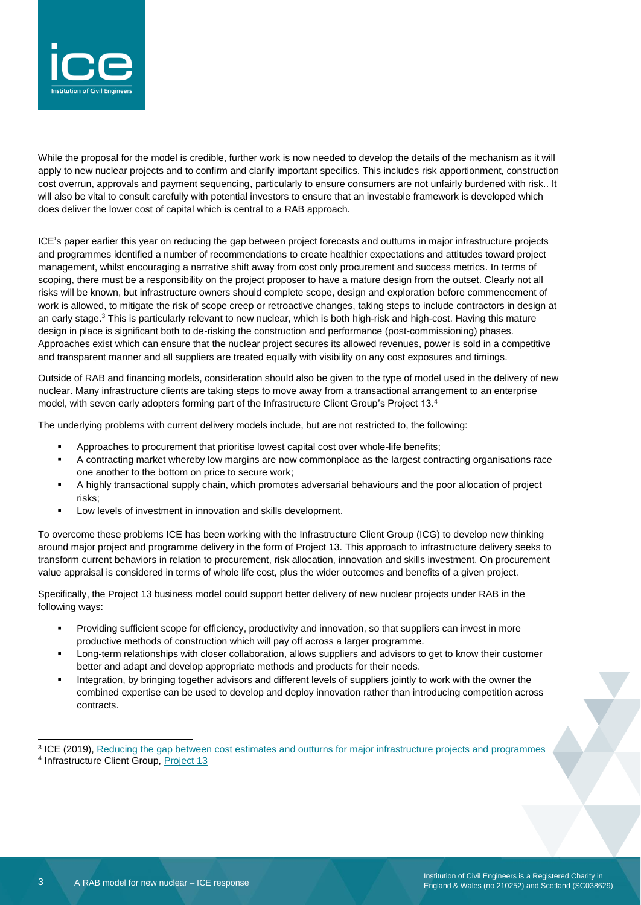While the proposal for the model is credible, further work is now needed to develop the details of the mechanism as it will apply to new nuclear projects and to confirm and clarify important specifics. This includes risk apportionment, construction cost overrun, approvals and payment sequencing, particularly to ensure consumers are not unfairly burdened with risk.. It will also be vital to consult carefully with potential investors to ensure that an investable framework is developed which does deliver the lower cost of capital which is central to a RAB approach.

ICE's paper earlier this year on reducing the gap between project forecasts and outturns in major infrastructure projects and programmes identified a number of recommendations to create healthier expectations and attitudes toward project management, whilst encouraging a narrative shift away from cost only procurement and success metrics. In terms of scoping, there must be a responsibility on the project proposer to have a mature design from the outset. Clearly not all risks will be known, but infrastructure owners should complete scope, design and exploration before commencement of work is allowed, to mitigate the risk of scope creep or retroactive changes, taking steps to include contractors in design at an early stage.[3] This is particularly relevant to new nuclear, which is both high-risk and high-cost. Having this mature design in place is significant both to de-risking the construction and performance (post-commissioning) phases. Approaches exist which can ensure that the nuclear project secures its allowed revenues, power is sold in a competitive and transparent manner and all suppliers are treated equally with visibility on any cost exposures and timings.

Outside of RAB and financing models, consideration should also be given to the type of model used in the delivery of new nuclear. Many infrastructure clients are taking steps to move away from a transactional arrangement to an enterprise model, with seven early adopters forming part of the Infrastructure Client Group's Project 13.[4]

The underlying problems with current delivery models include, but are not restricted to, the following:

- Approaches to procurement that prioritise lowest capital cost over whole-life benefits;
- A contracting market whereby low margins are now commonplace as the largest contracting organisations race one another to the bottom on price to secure work;
- A highly transactional supply chain, which promotes adversarial behaviours and the poor allocation of project risks;
- Low levels of investment in innovation and skills development.

To overcome these problems ICE has been working with the Infrastructure Client Group (ICG) to develop new thinking around major project and programme delivery in the form of Project 13. This approach to infrastructure delivery seeks to transform current behaviors in relation to procurement, risk allocation, innovation and skills investment. On procurement value appraisal is considered in terms of whole life cost, plus the wider outcomes and benefits of a given project.

Specifically, the Project 13 business model could support better delivery of new nuclear projects under RAB in the following ways:

- Providing sufficient scope for efficiency, productivity and innovation, so that suppliers can invest in more productive methods of construction which will pay off across a larger programme.
- Long-term relationships with closer collaboration, allows suppliers and advisors to get to know their customer better and adapt and develop appropriate methods and products for their needs.
- Integration, by bringing together advisors and different levels of suppliers jointly to work with the owner the combined expertise can be used to develop and deploy innovation rather than introducing competition across contracts.

---

[3] ICE (2019), Reducing the gap between cost estimates and outturns for major infrastructure projects and programmes

[4] Infrastructure Client Group, Project 13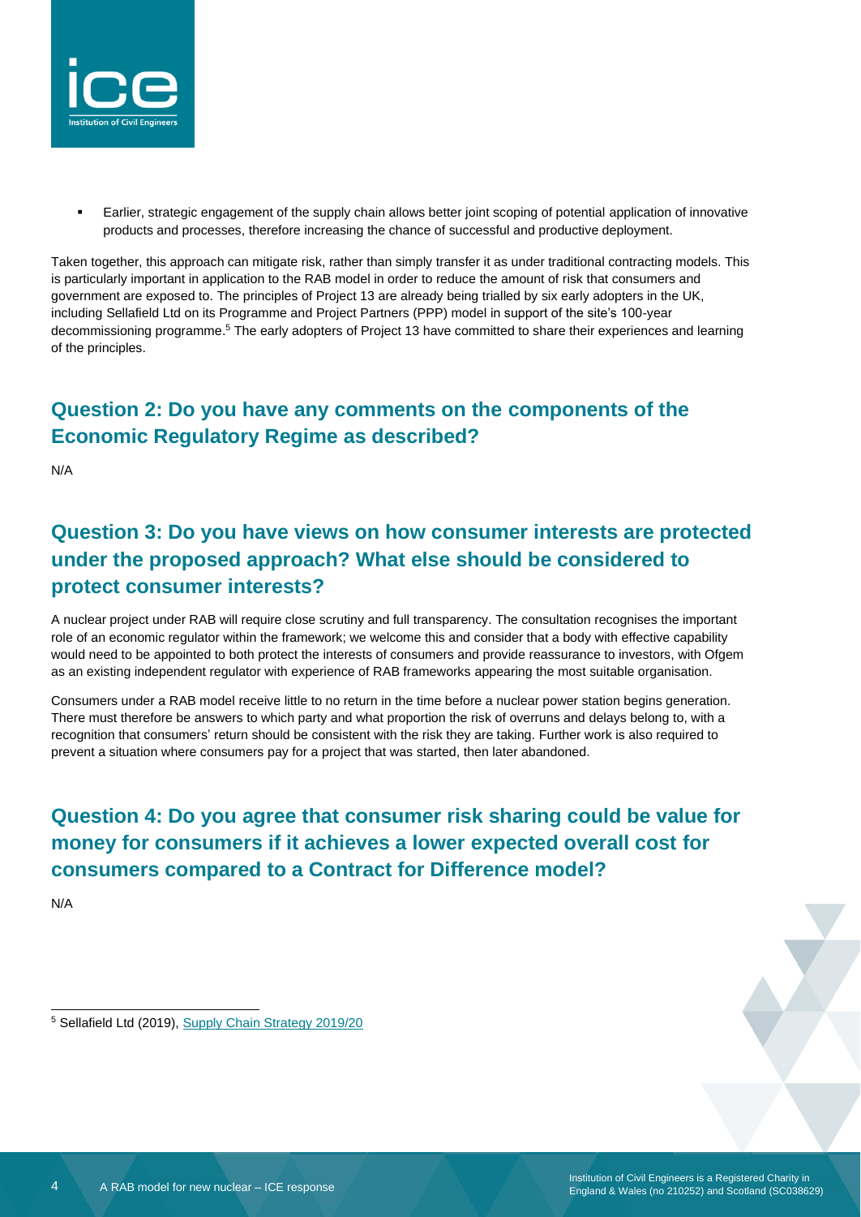- Earlier, strategic engagement of the supply chain allows better joint scoping of potential application of innovative products and processes, therefore increasing the chance of successful and productive deployment.

Taken together, this approach can mitigate risk, rather than simply transfer it as under traditional contracting models. This is particularly important in application to the RAB model in order to reduce the amount of risk that consumers and government are exposed to. The principles of Project 13 are already being trialled by six early adopters in the UK, including Sellafield Ltd on its Programme and Project Partners (PPP) model in support of the site's 100-year decommissioning programme.[5] The early adopters of Project 13 have committed to share their experiences and learning of the principles.

## Question 2: Do you have any comments on the components of the Economic Regulatory Regime as described?

N/A

## Question 3: Do you have views on how consumer interests are protected under the proposed approach? What else should be considered to protect consumer interests?

A nuclear project under RAB will require close scrutiny and full transparency. The consultation recognises the important role of an economic regulator within the framework; we welcome this and consider that a body with effective capability would need to be appointed to both protect the interests of consumers and provide reassurance to investors, with Ofgem as an existing independent regulator with experience of RAB frameworks appearing the most suitable organisation.

Consumers under a RAB model receive little to no return in the time before a nuclear power station begins generation. There must therefore be answers to which party and what proportion the risk of overruns and delays belong to, with a recognition that consumers' return should be consistent with the risk they are taking. Further work is also required to prevent a situation where consumers pay for a project that was started, then later abandoned.

## Question 4: Do you agree that consumer risk sharing could be value for money for consumers if it achieves a lower expected overall cost for consumers compared to a Contract for Difference model?

N/A

[5] Sellafield Ltd (2019), Supply Chain Strategy 2019/20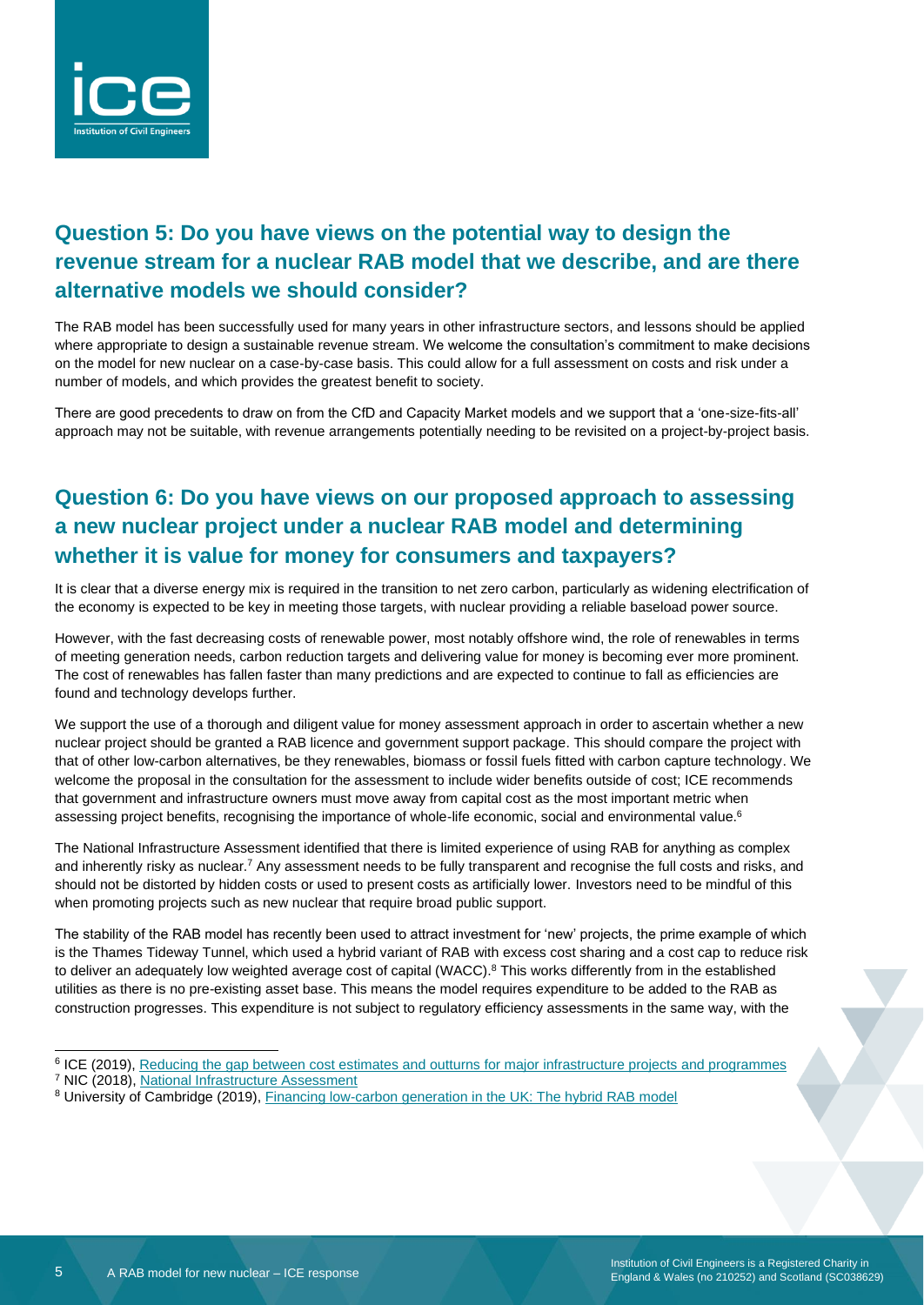## Question 5: Do you have views on the potential way to design the revenue stream for a nuclear RAB model that we describe, and are there alternative models we should consider?

The RAB model has been successfully used for many years in other infrastructure sectors, and lessons should be applied where appropriate to design a sustainable revenue stream. We welcome the consultation's commitment to make decisions on the model for new nuclear on a case-by-case basis. This could allow for a full assessment on costs and risk under a number of models, and which provides the greatest benefit to society.

There are good precedents to draw on from the CfD and Capacity Market models and we support that a 'one-size-fits-all' approach may not be suitable, with revenue arrangements potentially needing to be revisited on a project-by-project basis.

## Question 6: Do you have views on our proposed approach to assessing a new nuclear project under a nuclear RAB model and determining whether it is value for money for consumers and taxpayers?

It is clear that a diverse energy mix is required in the transition to net zero carbon, particularly as widening electrification of the economy is expected to be key in meeting those targets, with nuclear providing a reliable baseload power source.

However, with the fast decreasing costs of renewable power, most notably offshore wind, the role of renewables in terms of meeting generation needs, carbon reduction targets and delivering value for money is becoming ever more prominent. The cost of renewables has fallen faster than many predictions and are expected to continue to fall as efficiencies are found and technology develops further.

We support the use of a thorough and diligent value for money assessment approach in order to ascertain whether a new nuclear project should be granted a RAB licence and government support package. This should compare the project with that of other low-carbon alternatives, be they renewables, biomass or fossil fuels fitted with carbon capture technology. We welcome the proposal in the consultation for the assessment to include wider benefits outside of cost; ICE recommends that government and infrastructure owners must move away from capital cost as the most important metric when assessing project benefits, recognising the importance of whole-life economic, social and environmental value.[6]

The National Infrastructure Assessment identified that there is limited experience of using RAB for anything as complex and inherently risky as nuclear.[7] Any assessment needs to be fully transparent and recognise the full costs and risks, and should not be distorted by hidden costs or used to present costs as artificially lower. Investors need to be mindful of this when promoting projects such as new nuclear that require broad public support.

The stability of the RAB model has recently been used to attract investment for 'new' projects, the prime example of which is the Thames Tideway Tunnel, which used a hybrid variant of RAB with excess cost sharing and a cost cap to reduce risk to deliver an adequately low weighted average cost of capital (WACC).[8] This works differently from in the established utilities as there is no pre-existing asset base. This means the model requires expenditure to be added to the RAB as construction progresses. This expenditure is not subject to regulatory efficiency assessments in the same way, with the

---

[6] ICE (2019), Reducing the gap between cost estimates and outturns for major infrastructure projects and programmes

[7] NIC (2018), National Infrastructure Assessment

[8] University of Cambridge (2019), Financing low-carbon generation in the UK: The hybrid RAB model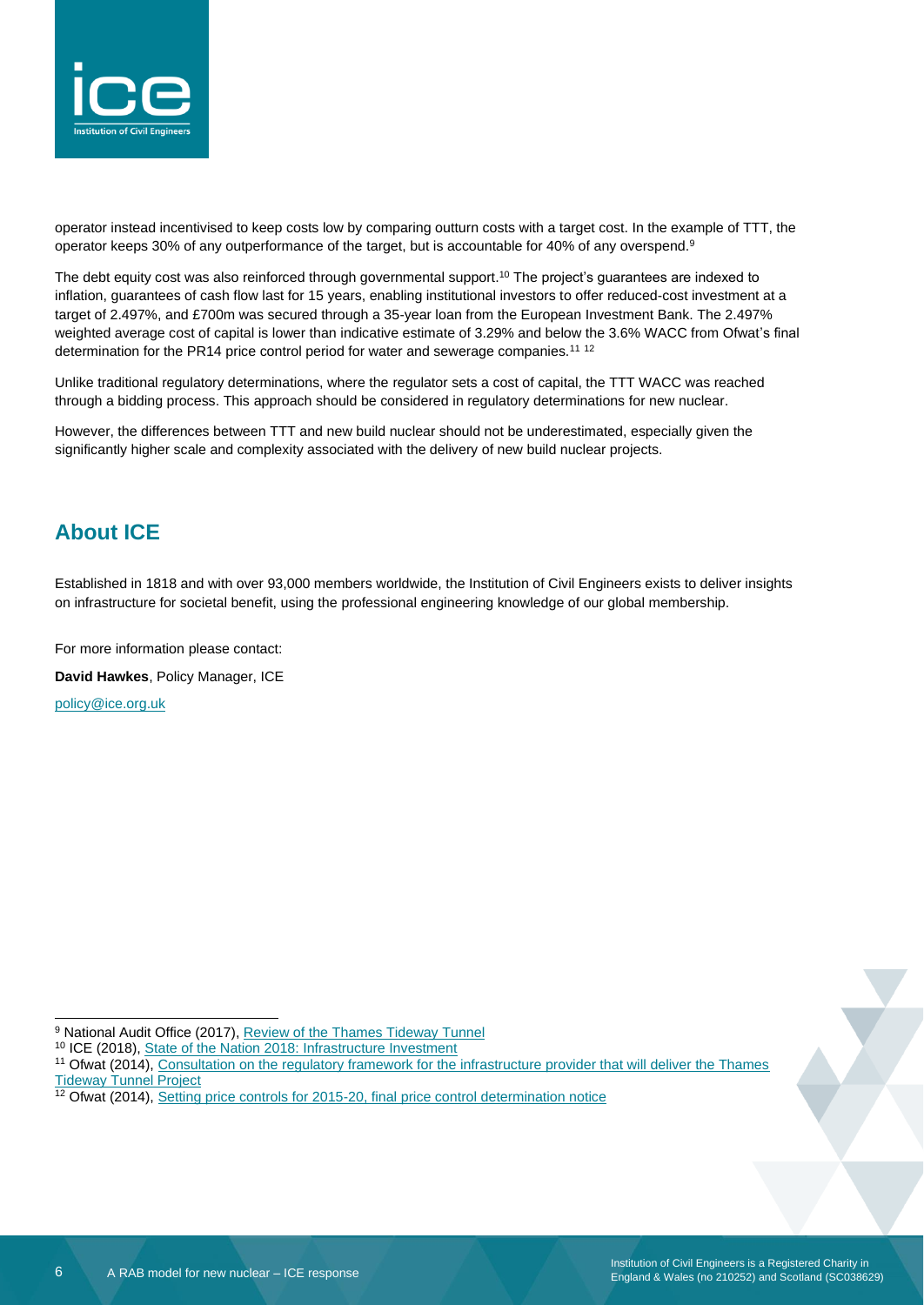operator instead incentivised to keep costs low by comparing outturn costs with a target cost. In the example of TTT, the operator keeps 30% of any outperformance of the target, but is accountable for 40% of any overspend.[9]

The debt equity cost was also reinforced through governmental support.[10] The project's guarantees are indexed to inflation, guarantees of cash flow last for 15 years, enabling institutional investors to offer reduced-cost investment at a target of 2.497%, and £700m was secured through a 35-year loan from the European Investment Bank. The 2.497% weighted average cost of capital is lower than indicative estimate of 3.29% and below the 3.6% WACC from Ofwat's final determination for the PR14 price control period for water and sewerage companies.[11] [12]

Unlike traditional regulatory determinations, where the regulator sets a cost of capital, the TTT WACC was reached through a bidding process. This approach should be considered in regulatory determinations for new nuclear.

However, the differences between TTT and new build nuclear should not be underestimated, especially given the significantly higher scale and complexity associated with the delivery of new build nuclear projects.

## About ICE

Established in 1818 and with over 93,000 members worldwide, the Institution of Civil Engineers exists to deliver insights on infrastructure for societal benefit, using the professional engineering knowledge of our global membership.

For more information please contact:

**David Hawkes**, Policy Manager, ICE

policy@ice.org.uk

---

[9] National Audit Office (2017), Review of the Thames Tideway Tunnel

[10] ICE (2018), State of the Nation 2018: Infrastructure Investment

[11] Ofwat (2014), Consultation on the regulatory framework for the infrastructure provider that will deliver the Thames Tideway Tunnel Project

[12] Ofwat (2014), Setting price controls for 2015-20, final price control determination notice